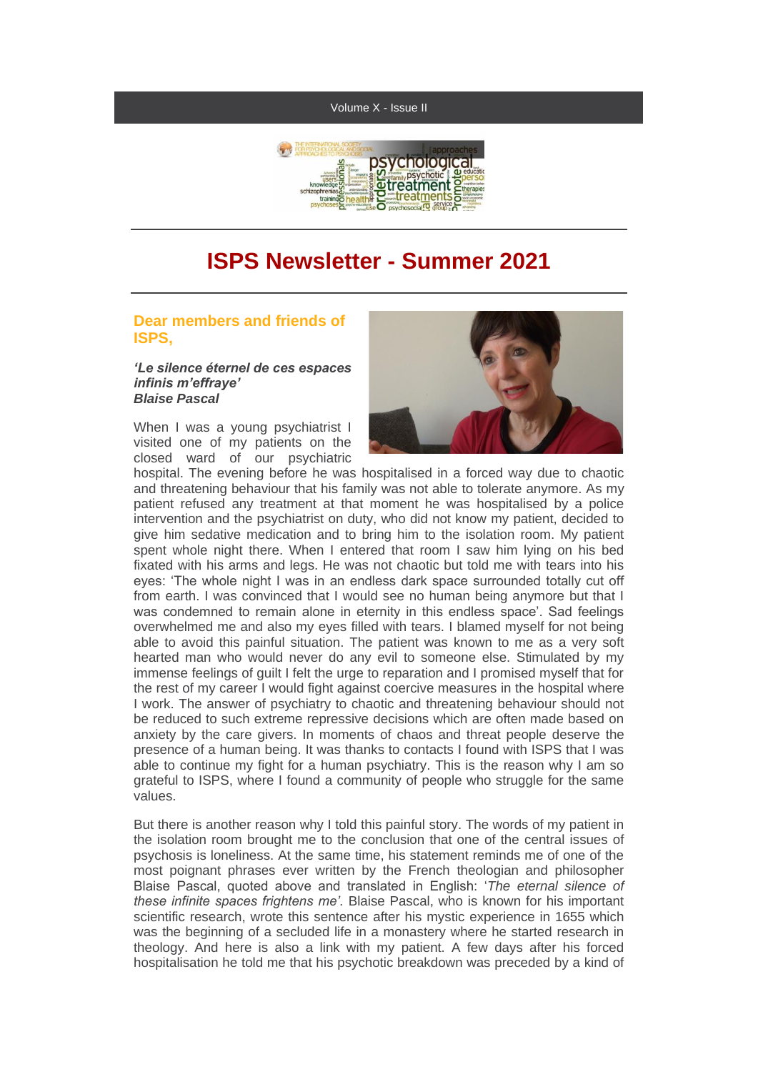# ISPS Newsletter - Summer 2021

## Dear members and friends of ISPS,

***'Le silence éternel de ces espaces infinis m'effraye'***
***Blaise Pascal***

When I was a young psychiatrist I visited one of my patients on the closed ward of our psychiatric hospital. The evening before he was hospitalised in a forced way due to chaotic and threatening behaviour that his family was not able to tolerate anymore. As my patient refused any treatment at that moment he was hospitalised by a police intervention and the psychiatrist on duty, who did not know my patient, decided to give him sedative medication and to bring him to the isolation room. My patient spent whole night there. When I entered that room I saw him lying on his bed fixated with his arms and legs. He was not chaotic but told me with tears into his eyes: 'The whole night I was in an endless dark space surrounded totally cut off from earth. I was convinced that I would see no human being anymore but that I was condemned to remain alone in eternity in this endless space'. Sad feelings overwhelmed me and also my eyes filled with tears. I blamed myself for not being able to avoid this painful situation. The patient was known to me as a very soft hearted man who would never do any evil to someone else. Stimulated by my immense feelings of guilt I felt the urge to reparation and I promised myself that for the rest of my career I would fight against coercive measures in the hospital where I work. The answer of psychiatry to chaotic and threatening behaviour should not be reduced to such extreme repressive decisions which are often made based on anxiety by the care givers. In moments of chaos and threat people deserve the presence of a human being. It was thanks to contacts I found with ISPS that I was able to continue my fight for a human psychiatry. This is the reason why I am so grateful to ISPS, where I found a community of people who struggle for the same values.

But there is another reason why I told this painful story. The words of my patient in the isolation room brought me to the conclusion that one of the central issues of psychosis is loneliness. At the same time, his statement reminds me of one of the most poignant phrases ever written by the French theologian and philosopher Blaise Pascal, quoted above and translated in English: '*The eternal silence of these infinite spaces frightens me'*. Blaise Pascal, who is known for his important scientific research, wrote this sentence after his mystic experience in 1655 which was the beginning of a secluded life in a monastery where he started research in theology. And here is also a link with my patient. A few days after his forced hospitalisation he told me that his psychotic breakdown was preceded by a kind of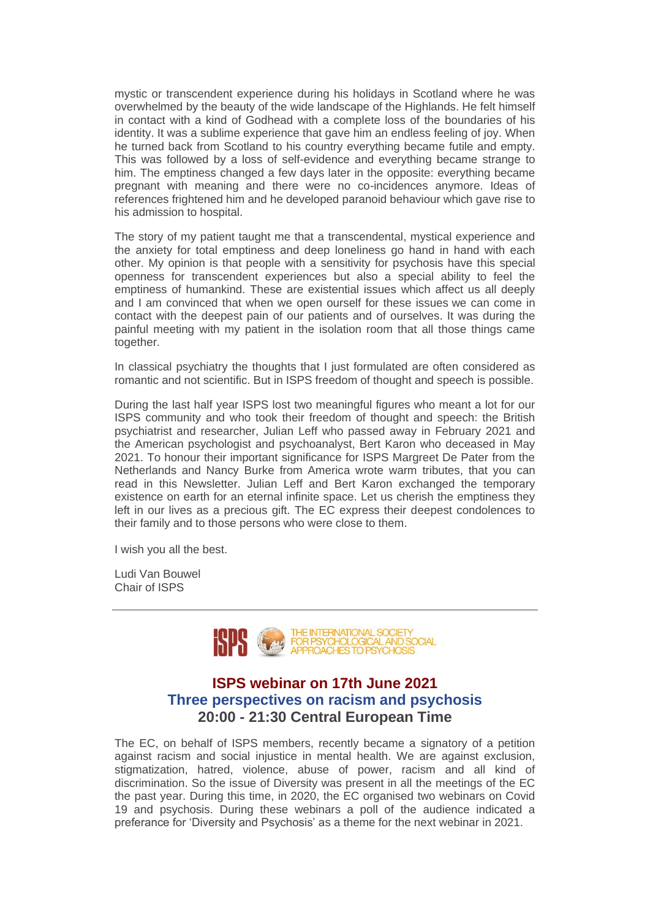mystic or transcendent experience during his holidays in Scotland where he was overwhelmed by the beauty of the wide landscape of the Highlands. He felt himself in contact with a kind of Godhead with a complete loss of the boundaries of his identity. It was a sublime experience that gave him an endless feeling of joy. When he turned back from Scotland to his country everything became futile and empty. This was followed by a loss of self-evidence and everything became strange to him. The emptiness changed a few days later in the opposite: everything became pregnant with meaning and there were no co-incidences anymore. Ideas of references frightened him and he developed paranoid behaviour which gave rise to his admission to hospital.

The story of my patient taught me that a transcendental, mystical experience and the anxiety for total emptiness and deep loneliness go hand in hand with each other. My opinion is that people with a sensitivity for psychosis have this special openness for transcendent experiences but also a special ability to feel the emptiness of humankind. These are existential issues which affect us all deeply and I am convinced that when we open ourself for these issues we can come in contact with the deepest pain of our patients and of ourselves. It was during the painful meeting with my patient in the isolation room that all those things came together.

In classical psychiatry the thoughts that I just formulated are often considered as romantic and not scientific. But in ISPS freedom of thought and speech is possible.

During the last half year ISPS lost two meaningful figures who meant a lot for our ISPS community and who took their freedom of thought and speech: the British psychiatrist and researcher, Julian Leff who passed away in February 2021 and the American psychologist and psychoanalyst, Bert Karon who deceased in May 2021. To honour their important significance for ISPS Margreet De Pater from the Netherlands and Nancy Burke from America wrote warm tributes, that you can read in this Newsletter. Julian Leff and Bert Karon exchanged the temporary existence on earth for an eternal infinite space. Let us cherish the emptiness they left in our lives as a precious gift. The EC express their deepest condolences to their family and to those persons who were close to them.

I wish you all the best.

Ludi Van Bouwel
Chair of ISPS

---

ISPS THE INTERNATIONAL SOCIETY FOR PSYCHOLOGICAL AND SOCIAL APPROACHES TO PSYCHOSIS

## ISPS webinar on 17th June 2021
## Three perspectives on racism and psychosis
### 20:00 - 21:30 Central European Time

The EC, on behalf of ISPS members, recently became a signatory of a petition against racism and social injustice in mental health. We are against exclusion, stigmatization, hatred, violence, abuse of power, racism and all kind of discrimination. So the issue of Diversity was present in all the meetings of the EC the past year. During this time, in 2020, the EC organised two webinars on Covid 19 and psychosis. During these webinars a poll of the audience indicated a preferance for 'Diversity and Psychosis' as a theme for the next webinar in 2021.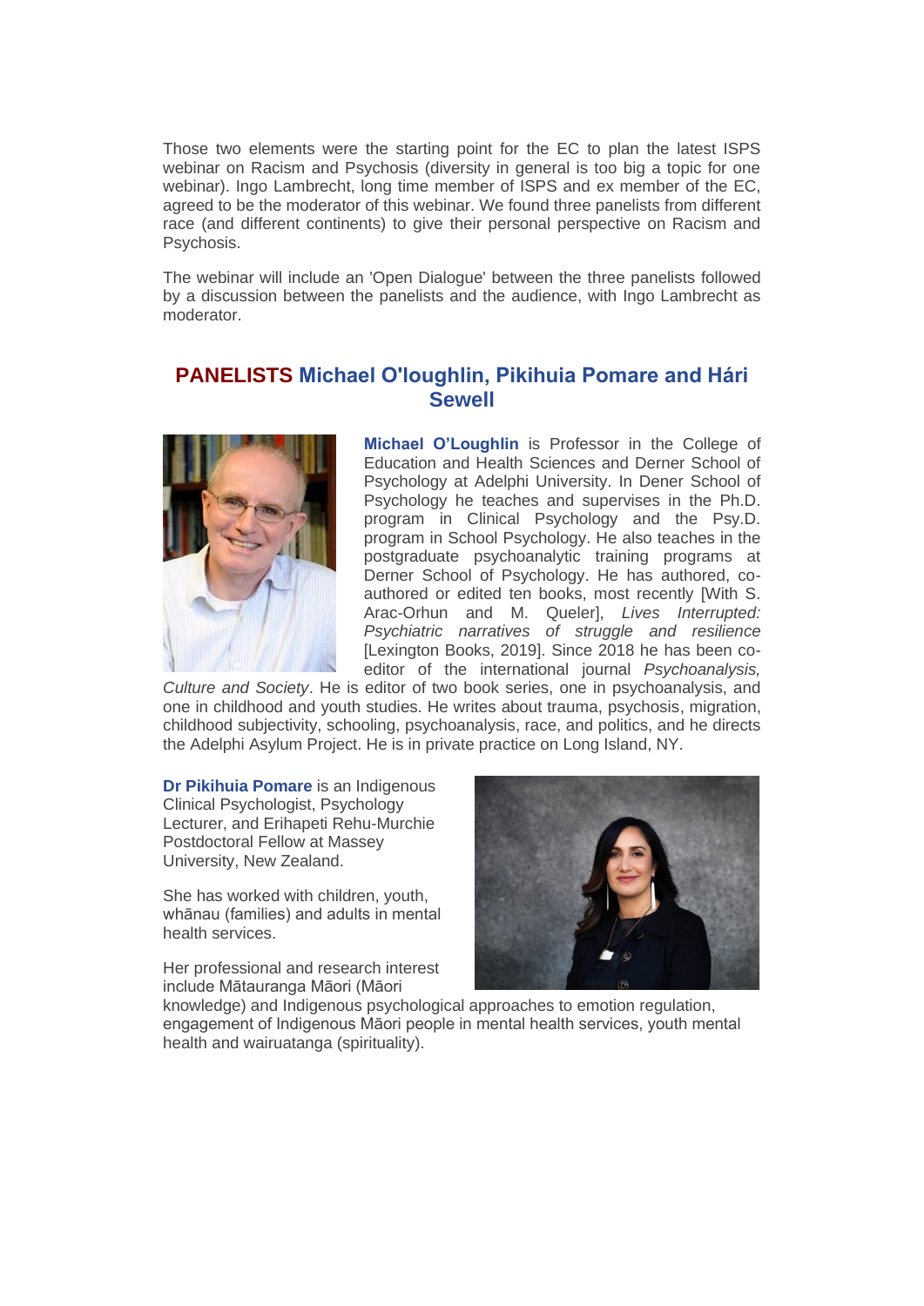Those two elements were the starting point for the EC to plan the latest ISPS webinar on Racism and Psychosis (diversity in general is too big a topic for one webinar). Ingo Lambrecht, long time member of ISPS and ex member of the EC, agreed to be the moderator of this webinar. We found three panelists from different race (and different continents) to give their personal perspective on Racism and Psychosis.

The webinar will include an 'Open Dialogue' between the three panelists followed by a discussion between the panelists and the audience, with Ingo Lambrecht as moderator.

## PANELISTS Michael O'loughlin, Pikihuia Pomare and Hári Sewell

**Michael O'Loughlin** is Professor in the College of Education and Health Sciences and Derner School of Psychology at Adelphi University. In Dener School of Psychology he teaches and supervises in the Ph.D. program in Clinical Psychology and the Psy.D. program in School Psychology. He also teaches in the postgraduate psychoanalytic training programs at Derner School of Psychology. He has authored, co-authored or edited ten books, most recently [With S. Arac-Orhun and M. Queler], *Lives Interrupted: Psychiatric narratives of struggle and resilience* [Lexington Books, 2019]. Since 2018 he has been co-editor of the international journal *Psychoanalysis, Culture and Society*. He is editor of two book series, one in psychoanalysis, and one in childhood and youth studies. He writes about trauma, psychosis, migration, childhood subjectivity, schooling, psychoanalysis, race, and politics, and he directs the Adelphi Asylum Project. He is in private practice on Long Island, NY.

**Dr Pikihuia Pomare** is an Indigenous Clinical Psychologist, Psychology Lecturer, and Erihapeti Rehu-Murchie Postdoctoral Fellow at Massey University, New Zealand.

She has worked with children, youth, whānau (families) and adults in mental health services.

Her professional and research interest include Mātauranga Māori (Māori knowledge) and Indigenous psychological approaches to emotion regulation, engagement of Indigenous Māori people in mental health services, youth mental health and wairuatanga (spirituality).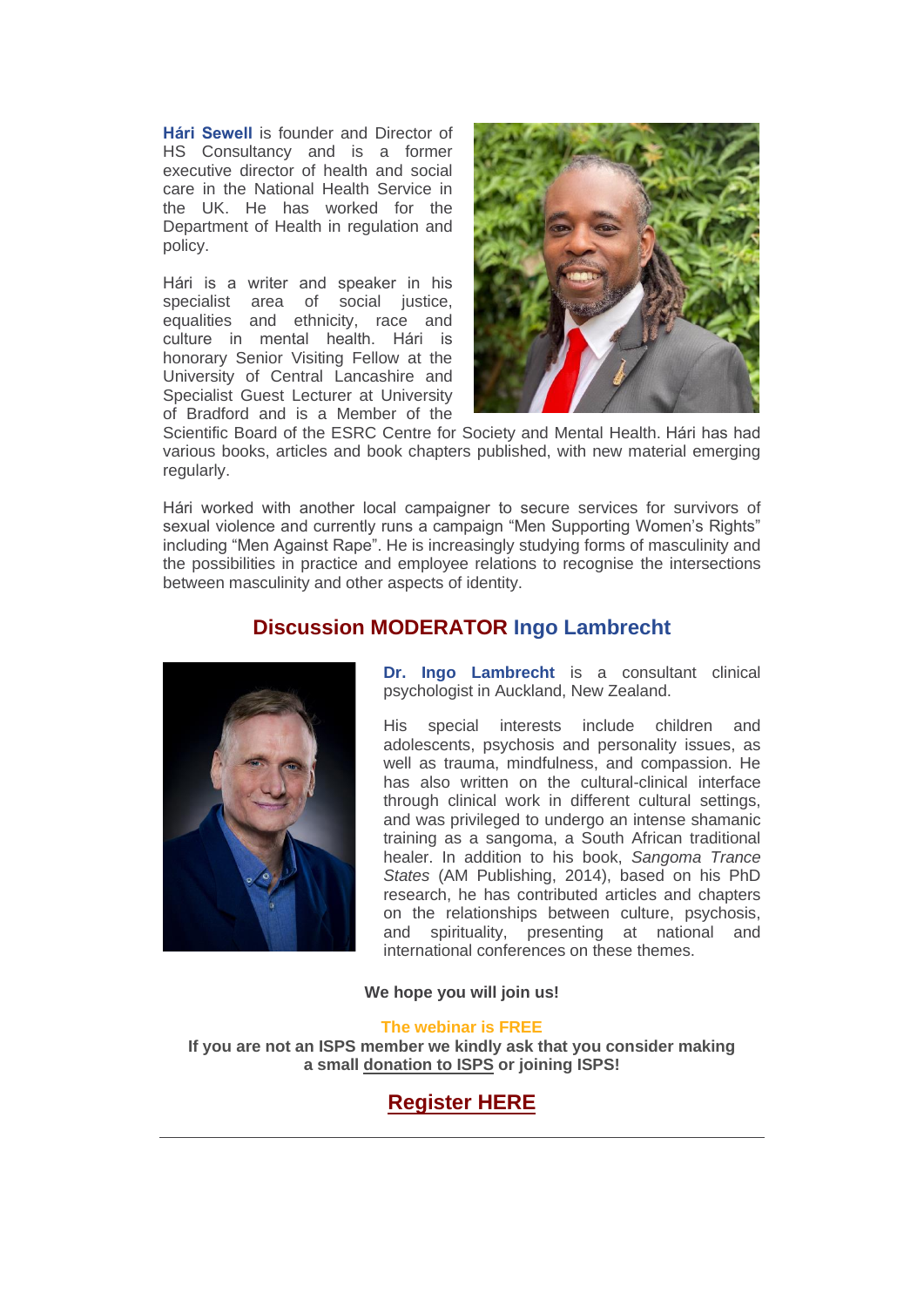**Hári Sewell** is founder and Director of HS Consultancy and is a former executive director of health and social care in the National Health Service in the UK. He has worked for the Department of Health in regulation and policy.

Hári is a writer and speaker in his specialist area of social justice, equalities and ethnicity, race and culture in mental health. Hári is honorary Senior Visiting Fellow at the University of Central Lancashire and Specialist Guest Lecturer at University of Bradford and is a Member of the Scientific Board of the ESRC Centre for Society and Mental Health. Hári has had various books, articles and book chapters published, with new material emerging regularly.

Hári worked with another local campaigner to secure services for survivors of sexual violence and currently runs a campaign "Men Supporting Women's Rights" including "Men Against Rape". He is increasingly studying forms of masculinity and the possibilities in practice and employee relations to recognise the intersections between masculinity and other aspects of identity.

## Discussion MODERATOR Ingo Lambrecht

**Dr. Ingo Lambrecht** is a consultant clinical psychologist in Auckland, New Zealand.

His special interests include children and adolescents, psychosis and personality issues, as well as trauma, mindfulness, and compassion. He has also written on the cultural-clinical interface through clinical work in different cultural settings, and was privileged to undergo an intense shamanic training as a sangoma, a South African traditional healer. In addition to his book, *Sangoma Trance States* (AM Publishing, 2014), based on his PhD research, he has contributed articles and chapters on the relationships between culture, psychosis, and spirituality, presenting at national and international conferences on these themes.

**We hope you will join us!**

**The webinar is FREE**

**If you are not an ISPS member we kindly ask that you consider making a small donation to ISPS or joining ISPS!**

## Register HERE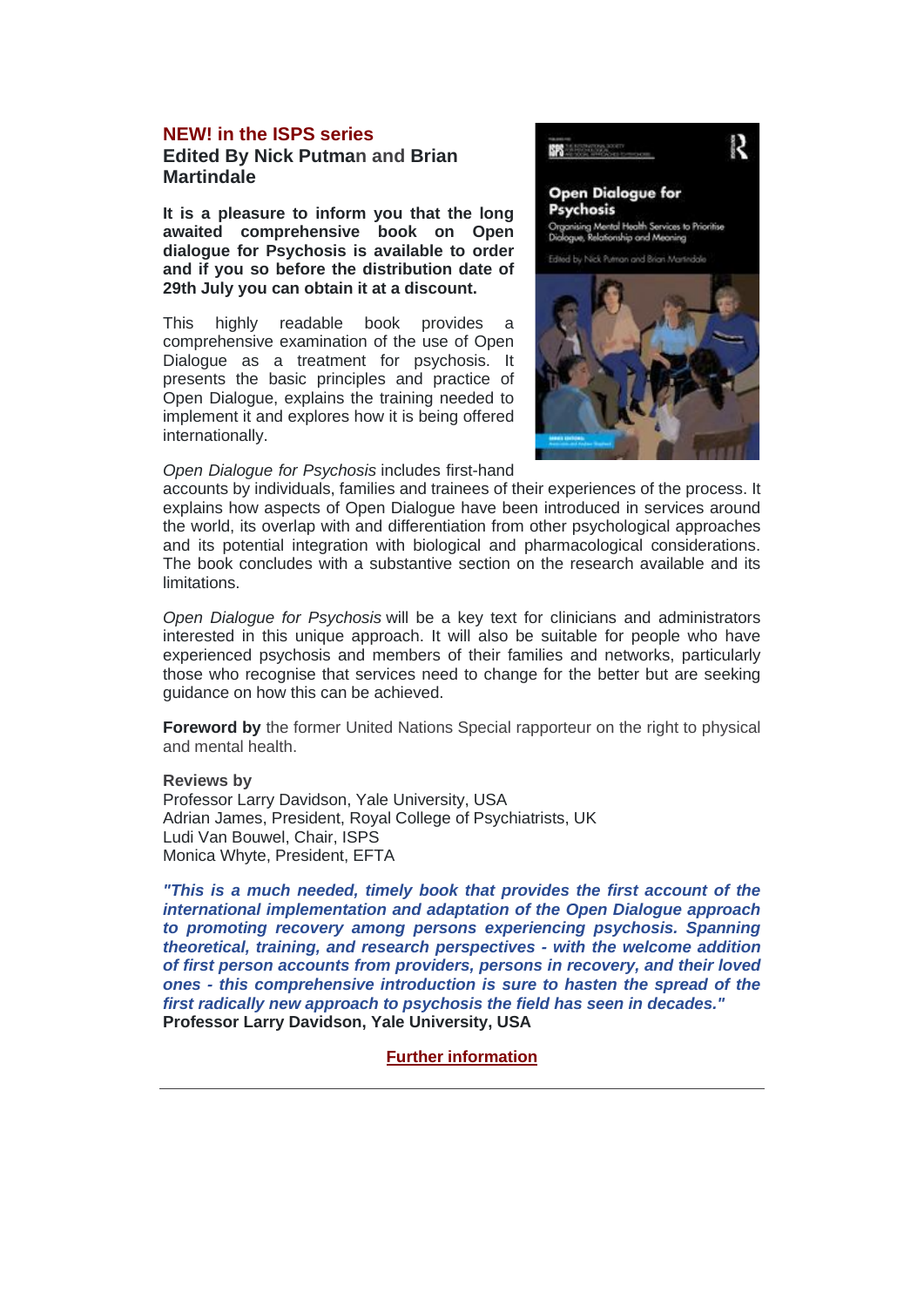**NEW! in the ISPS series**

**Edited By Nick Putman and Brian Martindale**

**It is a pleasure to inform you that the long awaited comprehensive book on Open dialogue for Psychosis is available to order and if you so before the distribution date of 29th July you can obtain it at a discount.**

This highly readable book provides a comprehensive examination of the use of Open Dialogue as a treatment for psychosis. It presents the basic principles and practice of Open Dialogue, explains the training needed to implement it and explores how it is being offered internationally.

*Open Dialogue for Psychosis* includes first-hand accounts by individuals, families and trainees of their experiences of the process. It explains how aspects of Open Dialogue have been introduced in services around the world, its overlap with and differentiation from other psychological approaches and its potential integration with biological and pharmacological considerations. The book concludes with a substantive section on the research available and its limitations.

*Open Dialogue for Psychosis* will be a key text for clinicians and administrators interested in this unique approach. It will also be suitable for people who have experienced psychosis and members of their families and networks, particularly those who recognise that services need to change for the better but are seeking guidance on how this can be achieved.

**Foreword by** the former United Nations Special rapporteur on the right to physical and mental health.

**Reviews by**
Professor Larry Davidson, Yale University, USA
Adrian James, President, Royal College of Psychiatrists, UK
Ludi Van Bouwel, Chair, ISPS
Monica Whyte, President, EFTA

***"This is a much needed, timely book that provides the first account of the international implementation and adaptation of the Open Dialogue approach to promoting recovery among persons experiencing psychosis. Spanning theoretical, training, and research perspectives - with the welcome addition of first person accounts from providers, persons in recovery, and their loved ones - this comprehensive introduction is sure to hasten the spread of the first radically new approach to psychosis the field has seen in decades."***
**Professor Larry Davidson, Yale University, USA**

**Further information**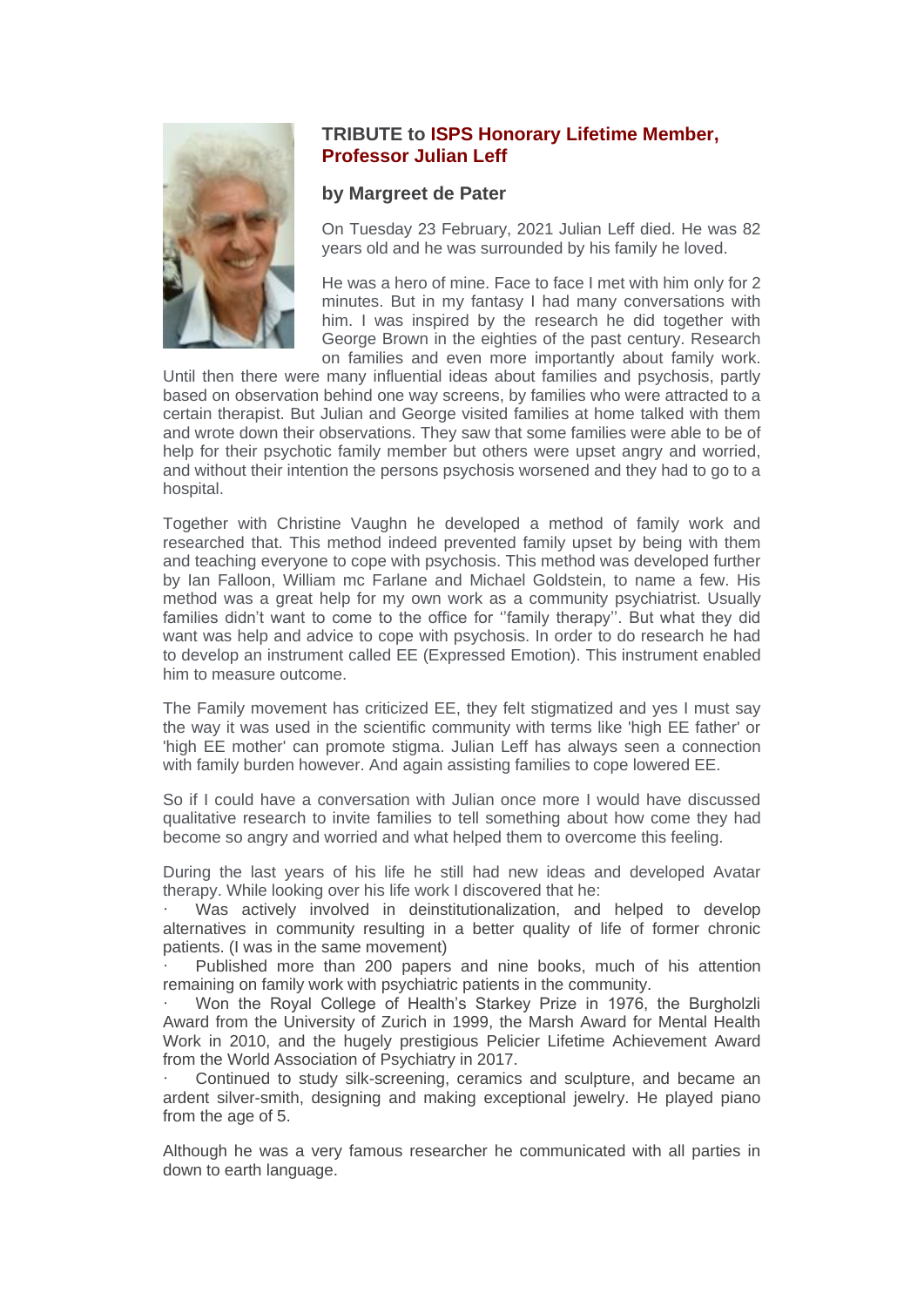## TRIBUTE to ISPS Honorary Lifetime Member, Professor Julian Leff

### by Margreet de Pater

On Tuesday 23 February, 2021 Julian Leff died. He was 82 years old and he was surrounded by his family he loved.

He was a hero of mine. Face to face I met with him only for 2 minutes. But in my fantasy I had many conversations with him. I was inspired by the research he did together with George Brown in the eighties of the past century. Research on families and even more importantly about family work. Until then there were many influential ideas about families and psychosis, partly based on observation behind one way screens, by families who were attracted to a certain therapist. But Julian and George visited families at home talked with them and wrote down their observations. They saw that some families were able to be of help for their psychotic family member but others were upset angry and worried, and without their intention the persons psychosis worsened and they had to go to a hospital.

Together with Christine Vaughn he developed a method of family work and researched that. This method indeed prevented family upset by being with them and teaching everyone to cope with psychosis. This method was developed further by Ian Falloon, William mc Farlane and Michael Goldstein, to name a few. His method was a great help for my own work as a community psychiatrist. Usually families didn't want to come to the office for ''family therapy''. But what they did want was help and advice to cope with psychosis. In order to do research he had to develop an instrument called EE (Expressed Emotion). This instrument enabled him to measure outcome.

The Family movement has criticized EE, they felt stigmatized and yes I must say the way it was used in the scientific community with terms like 'high EE father' or 'high EE mother' can promote stigma. Julian Leff has always seen a connection with family burden however. And again assisting families to cope lowered EE.

So if I could have a conversation with Julian once more I would have discussed qualitative research to invite families to tell something about how come they had become so angry and worried and what helped them to overcome this feeling.

During the last years of his life he still had new ideas and developed Avatar therapy. While looking over his life work I discovered that he:

- Was actively involved in deinstitutionalization, and helped to develop alternatives in community resulting in a better quality of life of former chronic patients. (I was in the same movement)
- Published more than 200 papers and nine books, much of his attention remaining on family work with psychiatric patients in the community.
- Won the Royal College of Health's Starkey Prize in 1976, the Burgholzli Award from the University of Zurich in 1999, the Marsh Award for Mental Health Work in 2010, and the hugely prestigious Pelicier Lifetime Achievement Award from the World Association of Psychiatry in 2017.
- Continued to study silk-screening, ceramics and sculpture, and became an ardent silver-smith, designing and making exceptional jewelry. He played piano from the age of 5.

Although he was a very famous researcher he communicated with all parties in down to earth language.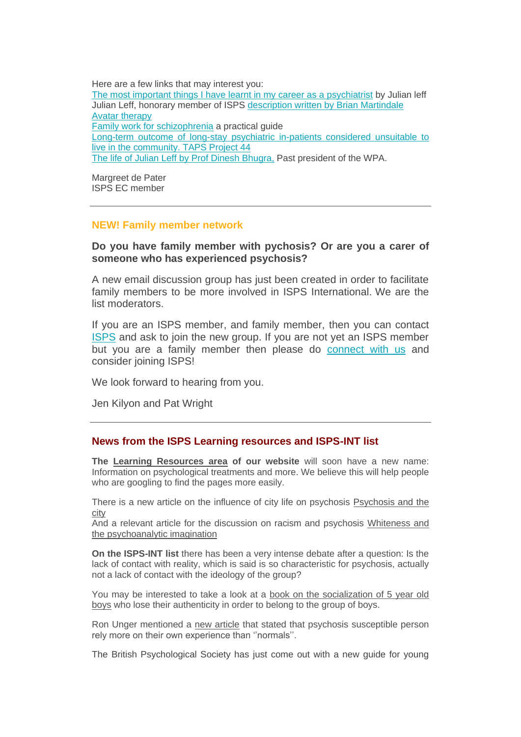Here are a few links that may interest you:
The most important things I have learnt in my career as a psychiatrist by Julian leff
Julian Leff, honorary member of ISPS description written by Brian Martindale
Avatar therapy
Family work for schizophrenia a practical guide
Long-term outcome of long-stay psychiatric in-patients considered unsuitable to live in the community. TAPS Project 44
The life of Julian Leff by Prof Dinesh Bhugra, Past president of the WPA.

Margreet de Pater
ISPS EC member

---

## NEW! Family member network

**Do you have family member with pychosis? Or are you a carer of someone who has experienced psychosis?**

A new email discussion group has just been created in order to facilitate family members to be more involved in ISPS International. We are the list moderators.

If you are an ISPS member, and family member, then you can contact ISPS and ask to join the new group. If you are not yet an ISPS member but you are a family member then please do connect with us and consider joining ISPS!

We look forward to hearing from you.

Jen Kilyon and Pat Wright

---

## News from the ISPS Learning resources and ISPS-INT list

**The Learning Resources area of our website** will soon have a new name: Information on psychological treatments and more. We believe this will help people who are googling to find the pages more easily.

There is a new article on the influence of city life on psychosis Psychosis and the city
And a relevant article for the discussion on racism and psychosis Whiteness and the psychoanalytic imagination

**On the ISPS-INT list** there has been a very intense debate after a question: Is the lack of contact with reality, which is said is so characteristic for psychosis, actually not a lack of contact with the ideology of the group?

You may be interested to take a look at a book on the socialization of 5 year old boys who lose their authenticity in order to belong to the group of boys.

Ron Unger mentioned a new article that stated that psychosis susceptible person rely more on their own experience than ''normals''.

The British Psychological Society has just come out with a new guide for young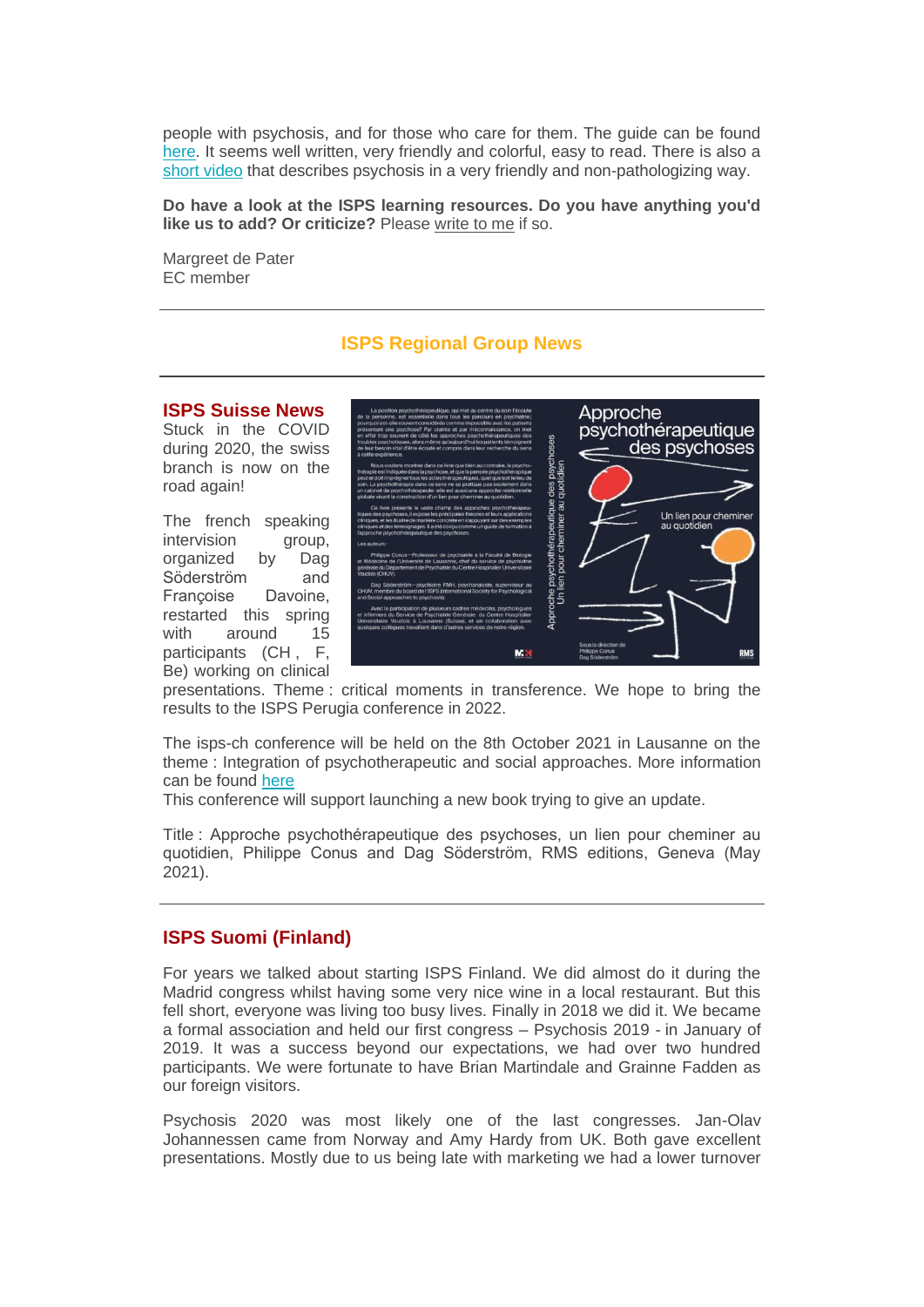people with psychosis, and for those who care for them. The guide can be found here. It seems well written, very friendly and colorful, easy to read. There is also a short video that describes psychosis in a very friendly and non-pathologizing way.

**Do have a look at the ISPS learning resources. Do you have anything you'd like us to add? Or criticize?** Please write to me if so.

Margreet de Pater
EC member

---

## ISPS Regional Group News

---

### ISPS Suisse News

Stuck in the COVID during 2020, the swiss branch is now on the road again!

The french speaking intervision group, organized by Dag Söderström and Françoise Davoine, restarted this spring with around 15 participants (CH , F, Be) working on clinical presentations. Theme : critical moments in transference. We hope to bring the results to the ISPS Perugia conference in 2022.

The isps-ch conference will be held on the 8th October 2021 in Lausanne on the theme : Integration of psychotherapeutic and social approaches. More information can be found here
This conference will support launching a new book trying to give an update.

Title : Approche psychothérapeutique des psychoses, un lien pour cheminer au quotidien, Philippe Conus and Dag Söderström, RMS editions, Geneva (May 2021).

---

### ISPS Suomi (Finland)

For years we talked about starting ISPS Finland. We did almost do it during the Madrid congress whilst having some very nice wine in a local restaurant. But this fell short, everyone was living too busy lives. Finally in 2018 we did it. We became a formal association and held our first congress – Psychosis 2019 - in January of 2019. It was a success beyond our expectations, we had over two hundred participants. We were fortunate to have Brian Martindale and Grainne Fadden as our foreign visitors.

Psychosis 2020 was most likely one of the last congresses. Jan-Olav Johannessen came from Norway and Amy Hardy from UK. Both gave excellent presentations. Mostly due to us being late with marketing we had a lower turnover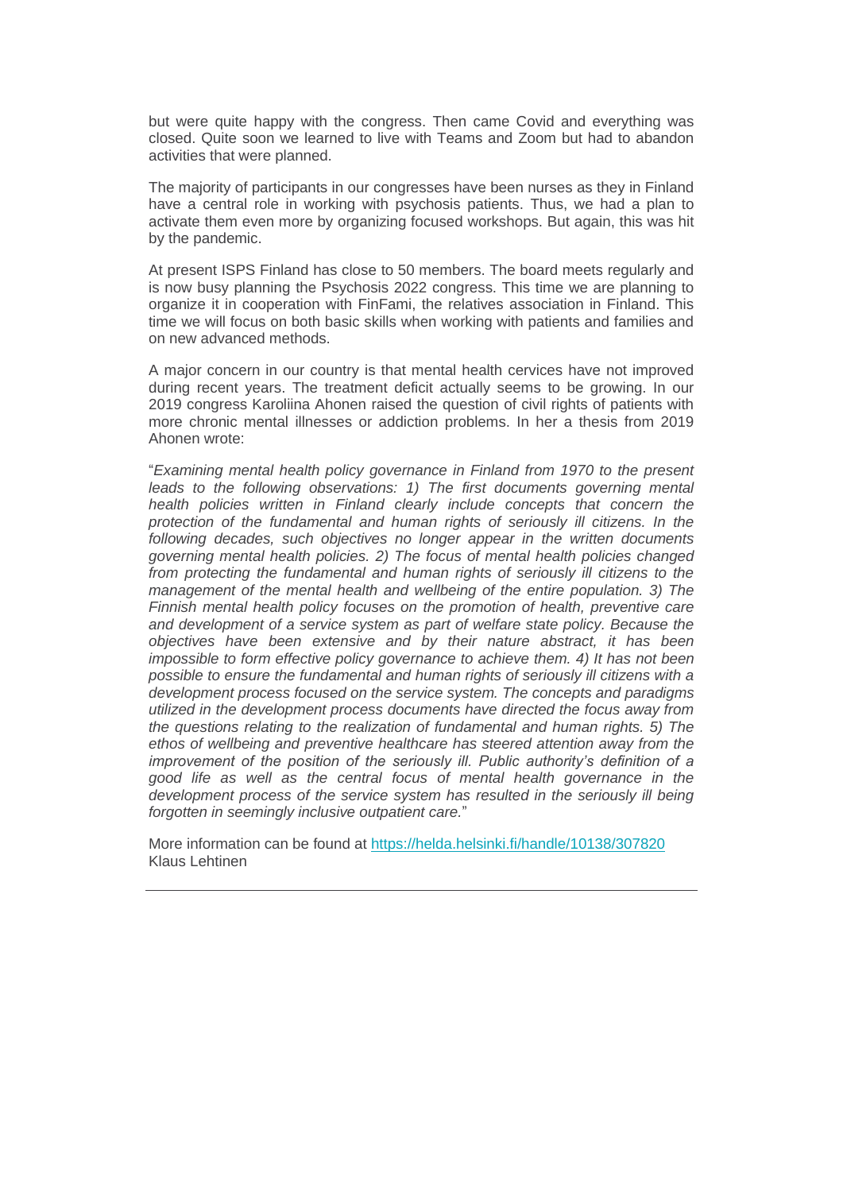but were quite happy with the congress. Then came Covid and everything was closed. Quite soon we learned to live with Teams and Zoom but had to abandon activities that were planned.

The majority of participants in our congresses have been nurses as they in Finland have a central role in working with psychosis patients. Thus, we had a plan to activate them even more by organizing focused workshops. But again, this was hit by the pandemic.

At present ISPS Finland has close to 50 members. The board meets regularly and is now busy planning the Psychosis 2022 congress. This time we are planning to organize it in cooperation with FinFami, the relatives association in Finland. This time we will focus on both basic skills when working with patients and families and on new advanced methods.

A major concern in our country is that mental health cervices have not improved during recent years. The treatment deficit actually seems to be growing. In our 2019 congress Karoliina Ahonen raised the question of civil rights of patients with more chronic mental illnesses or addiction problems. In her a thesis from 2019 Ahonen wrote:

"*Examining mental health policy governance in Finland from 1970 to the present leads to the following observations: 1) The first documents governing mental health policies written in Finland clearly include concepts that concern the protection of the fundamental and human rights of seriously ill citizens. In the following decades, such objectives no longer appear in the written documents governing mental health policies. 2) The focus of mental health policies changed from protecting the fundamental and human rights of seriously ill citizens to the management of the mental health and wellbeing of the entire population. 3) The Finnish mental health policy focuses on the promotion of health, preventive care and development of a service system as part of welfare state policy. Because the objectives have been extensive and by their nature abstract, it has been impossible to form effective policy governance to achieve them. 4) It has not been possible to ensure the fundamental and human rights of seriously ill citizens with a development process focused on the service system. The concepts and paradigms utilized in the development process documents have directed the focus away from the questions relating to the realization of fundamental and human rights. 5) The ethos of wellbeing and preventive healthcare has steered attention away from the improvement of the position of the seriously ill. Public authority's definition of a good life as well as the central focus of mental health governance in the development process of the service system has resulted in the seriously ill being forgotten in seemingly inclusive outpatient care.*"

More information can be found at https://helda.helsinki.fi/handle/10138/307820
Klaus Lehtinen

---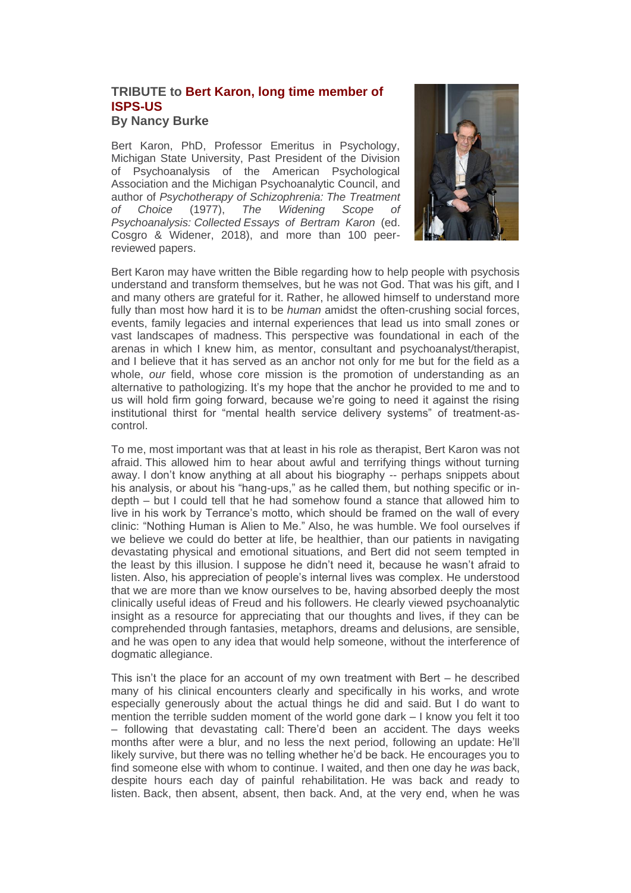## TRIBUTE to Bert Karon, long time member of ISPS-US

**By Nancy Burke**

Bert Karon, PhD, Professor Emeritus in Psychology, Michigan State University, Past President of the Division of Psychoanalysis of the American Psychological Association and the Michigan Psychoanalytic Council, and author of *Psychotherapy of Schizophrenia: The Treatment of Choice* (1977), *The Widening Scope of Psychoanalysis: Collected Essays of Bertram Karon* (ed. Cosgro & Widener, 2018), and more than 100 peer-reviewed papers.

Bert Karon may have written the Bible regarding how to help people with psychosis understand and transform themselves, but he was not God. That was his gift, and I and many others are grateful for it. Rather, he allowed himself to understand more fully than most how hard it is to be *human* amidst the often-crushing social forces, events, family legacies and internal experiences that lead us into small zones or vast landscapes of madness. This perspective was foundational in each of the arenas in which I knew him, as mentor, consultant and psychoanalyst/therapist, and I believe that it has served as an anchor not only for me but for the field as a whole, *our* field, whose core mission is the promotion of understanding as an alternative to pathologizing. It's my hope that the anchor he provided to me and to us will hold firm going forward, because we're going to need it against the rising institutional thirst for "mental health service delivery systems" of treatment-as-control.

To me, most important was that at least in his role as therapist, Bert Karon was not afraid. This allowed him to hear about awful and terrifying things without turning away. I don't know anything at all about his biography -- perhaps snippets about his analysis, or about his "hang-ups," as he called them, but nothing specific or in-depth – but I could tell that he had somehow found a stance that allowed him to live in his work by Terrance's motto, which should be framed on the wall of every clinic: "Nothing Human is Alien to Me." Also, he was humble. We fool ourselves if we believe we could do better at life, be healthier, than our patients in navigating devastating physical and emotional situations, and Bert did not seem tempted in the least by this illusion. I suppose he didn't need it, because he wasn't afraid to listen. Also, his appreciation of people's internal lives was complex. He understood that we are more than we know ourselves to be, having absorbed deeply the most clinically useful ideas of Freud and his followers. He clearly viewed psychoanalytic insight as a resource for appreciating that our thoughts and lives, if they can be comprehended through fantasies, metaphors, dreams and delusions, are sensible, and he was open to any idea that would help someone, without the interference of dogmatic allegiance.

This isn't the place for an account of my own treatment with Bert – he described many of his clinical encounters clearly and specifically in his works, and wrote especially generously about the actual things he did and said. But I do want to mention the terrible sudden moment of the world gone dark – I know you felt it too – following that devastating call: There'd been an accident. The days weeks months after were a blur, and no less the next period, following an update: He'll likely survive, but there was no telling whether he'd be back. He encourages you to find someone else with whom to continue. I waited, and then one day he *was* back, despite hours each day of painful rehabilitation. He was back and ready to listen. Back, then absent, absent, then back. And, at the very end, when he was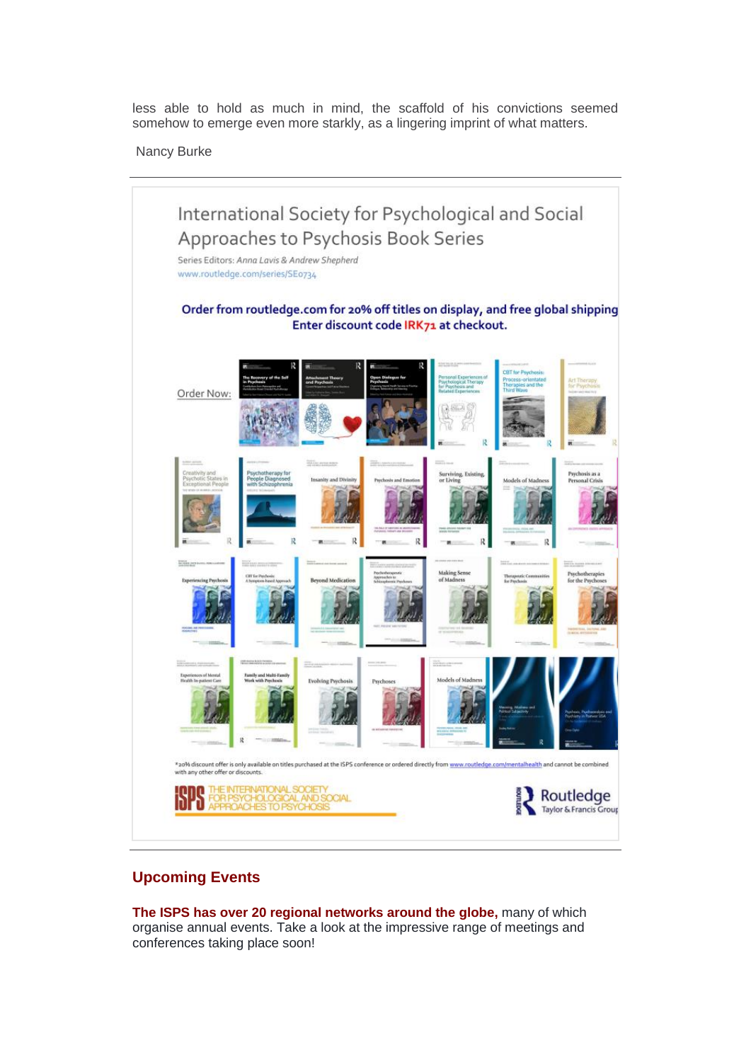less able to hold as much in mind, the scaffold of his convictions seemed somehow to emerge even more starkly, as a lingering imprint of what matters.

Nancy Burke

---

International Society for Psychological and Social Approaches to Psychosis Book Series

Series Editors: *Anna Lavis & Andrew Shepherd*

www.routledge.com/series/SE0734

**Order from routledge.com for 20% off titles on display, and free global shipping**
**Enter discount code IRK71 at checkout.**

Order Now:

*20% discount offer is only available on titles purchased at the ISPS conference or ordered directly from www.routledge.com/mentalhealth and cannot be combined with any other offer or discounts.

THE INTERNATIONAL SOCIETY FOR PSYCHOLOGICAL AND SOCIAL APPROACHES TO PSYCHOSIS

Routledge Taylor & Francis Group

---

## Upcoming Events

**The ISPS has over 20 regional networks around the globe,** many of which organise annual events. Take a look at the impressive range of meetings and conferences taking place soon!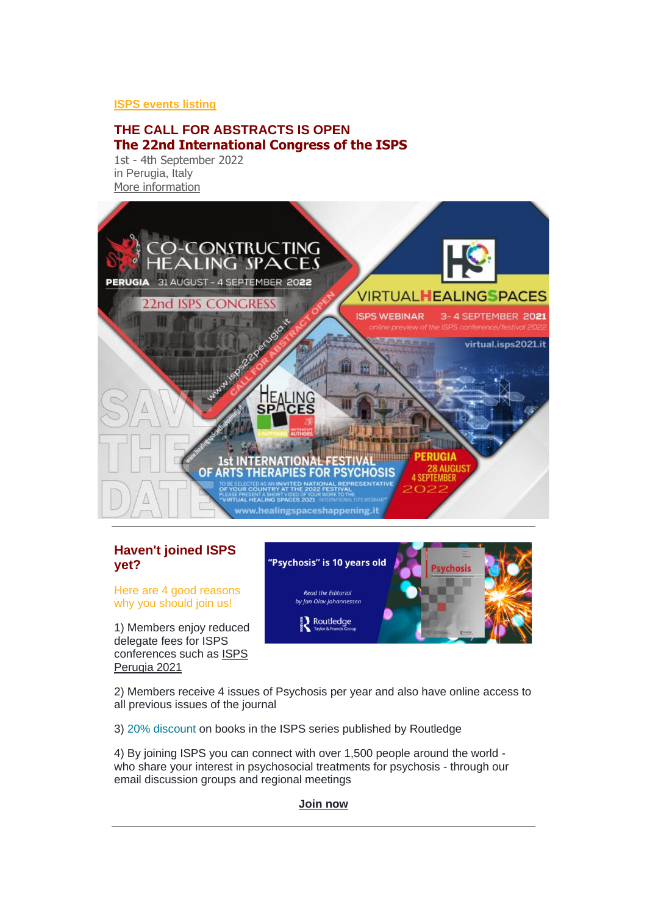ISPS events listing

## THE CALL FOR ABSTRACTS IS OPEN

## The 22nd International Congress of the ISPS

1st - 4th September 2022
in Perugia, Italy
More information

---

## Haven't joined ISPS yet?

Here are 4 good reasons why you should join us!

1) Members enjoy reduced delegate fees for ISPS conferences such as ISPS Perugia 2021

2) Members receive 4 issues of Psychosis per year and also have online access to all previous issues of the journal

3) 20% discount on books in the ISPS series published by Routledge

4) By joining ISPS you can connect with over 1,500 people around the world - who share your interest in psychosocial treatments for psychosis - through our email discussion groups and regional meetings

**Join now**

---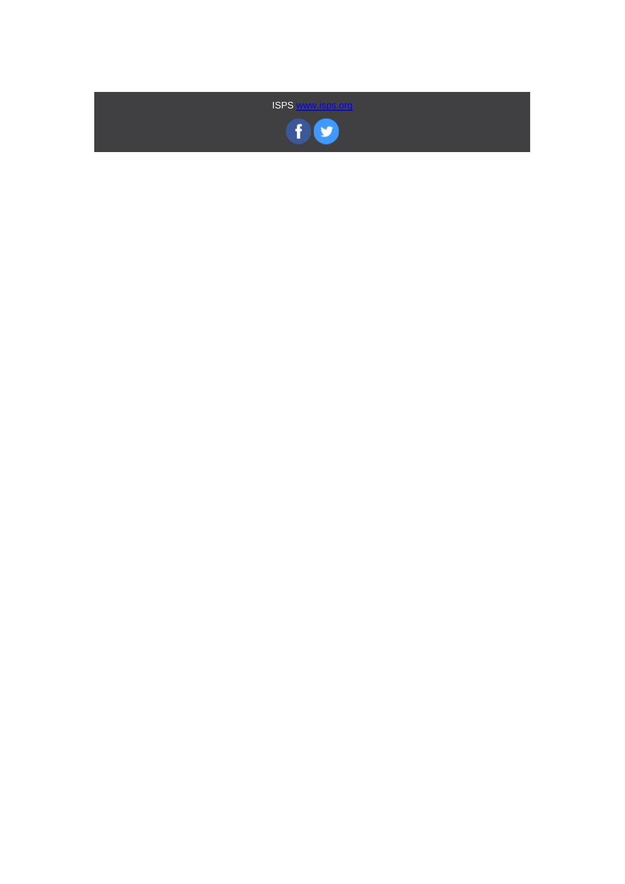ISPS [www.isps.org](www.isps.org)